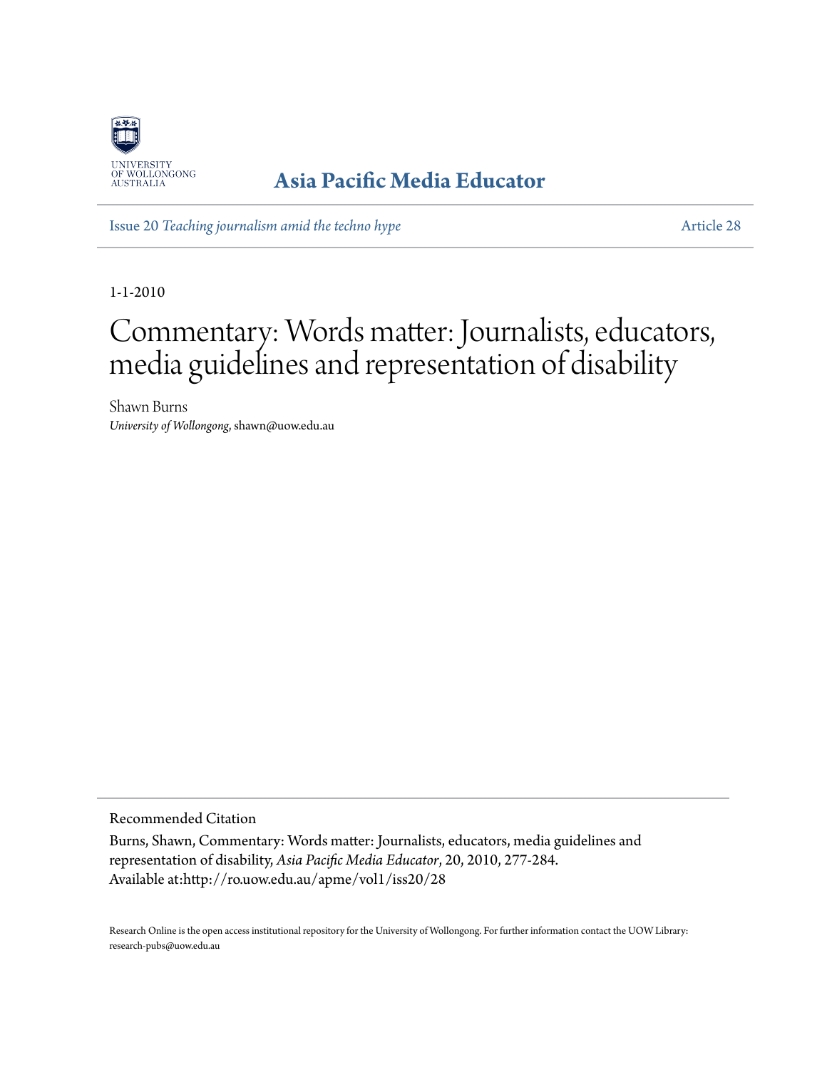University of Wollongong Australia

# Asia Pacific Media Educator

Issue 20 *Teaching journalism amid the techno hype* Article 28

1-1-2010

# Commentary: Words matter: Journalists, educators, media guidelines and representation of disability

Shawn Burns
*University of Wollongong*, shawn@uow.edu.au

Recommended Citation

Burns, Shawn, Commentary: Words matter: Journalists, educators, media guidelines and representation of disability, *Asia Pacific Media Educator*, 20, 2010, 277-284.
Available at:http://ro.uow.edu.au/apme/vol1/iss20/28

Research Online is the open access institutional repository for the University of Wollongong. For further information contact the UOW Library: research-pubs@uow.edu.au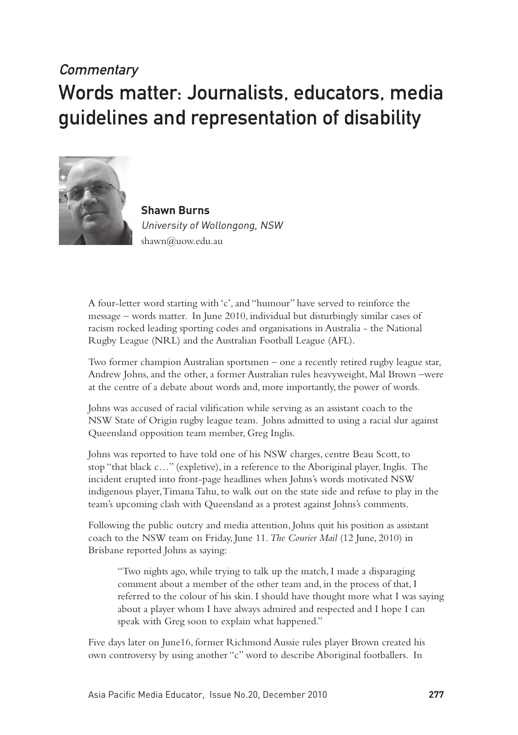*Commentary*

# Words matter: Journalists, educators, media guidelines and representation of disability

**Shawn Burns**
*University of Wollongong, NSW*
shawn@uow.edu.au

A four-letter word starting with 'c', and "humour" have served to reinforce the message – words matter. In June 2010, individual but disturbingly similar cases of racism rocked leading sporting codes and organisations in Australia - the National Rugby League (NRL) and the Australian Football League (AFL).

Two former champion Australian sportsmen – one a recently retired rugby league star, Andrew Johns, and the other, a former Australian rules heavyweight, Mal Brown –were at the centre of a debate about words and, more importantly, the power of words.

Johns was accused of racial vilification while serving as an assistant coach to the NSW State of Origin rugby league team. Johns admitted to using a racial slur against Queensland opposition team member, Greg Inglis.

Johns was reported to have told one of his NSW charges, centre Beau Scott, to stop "that black c…" (expletive), in a reference to the Aboriginal player, Inglis. The incident erupted into front-page headlines when Johns's words motivated NSW indigenous player, Timana Tahu, to walk out on the state side and refuse to play in the team's upcoming clash with Queensland as a protest against Johns's comments.

Following the public outcry and media attention, Johns quit his position as assistant coach to the NSW team on Friday, June 11. *The Courier Mail* (12 June, 2010) in Brisbane reported Johns as saying:

> "Two nights ago, while trying to talk up the match, I made a disparaging comment about a member of the other team and, in the process of that, I referred to the colour of his skin. I should have thought more what I was saying about a player whom I have always admired and respected and I hope I can speak with Greg soon to explain what happened."

Five days later on June16, former Richmond Aussie rules player Brown created his own controversy by using another "c" word to describe Aboriginal footballers. In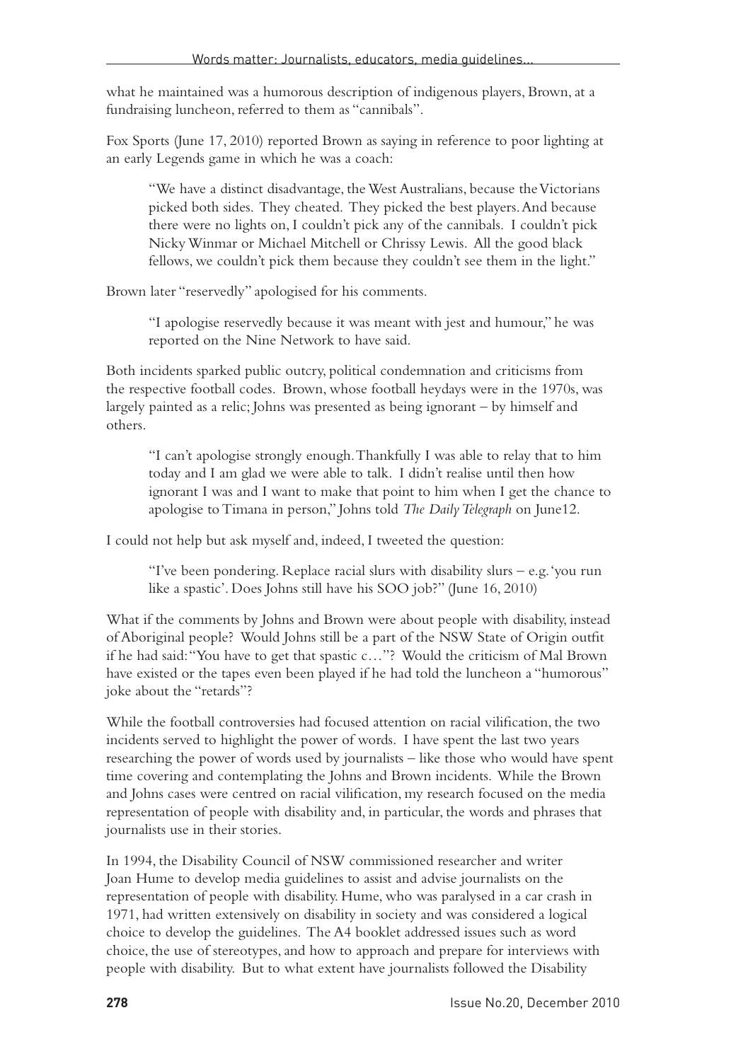what he maintained was a humorous description of indigenous players, Brown, at a fundraising luncheon, referred to them as "cannibals".

Fox Sports (June 17, 2010) reported Brown as saying in reference to poor lighting at an early Legends game in which he was a coach:

> "We have a distinct disadvantage, the West Australians, because the Victorians picked both sides. They cheated. They picked the best players. And because there were no lights on, I couldn't pick any of the cannibals. I couldn't pick Nicky Winmar or Michael Mitchell or Chrissy Lewis. All the good black fellows, we couldn't pick them because they couldn't see them in the light."

Brown later "reservedly" apologised for his comments.

> "I apologise reservedly because it was meant with jest and humour," he was reported on the Nine Network to have said.

Both incidents sparked public outcry, political condemnation and criticisms from the respective football codes. Brown, whose football heydays were in the 1970s, was largely painted as a relic; Johns was presented as being ignorant – by himself and others.

> "I can't apologise strongly enough. Thankfully I was able to relay that to him today and I am glad we were able to talk. I didn't realise until then how ignorant I was and I want to make that point to him when I get the chance to apologise to Timana in person," Johns told *The Daily Telegraph* on June12.

I could not help but ask myself and, indeed, I tweeted the question:

> "I've been pondering. Replace racial slurs with disability slurs – e.g. 'you run like a spastic'. Does Johns still have his SOO job?" (June 16, 2010)

What if the comments by Johns and Brown were about people with disability, instead of Aboriginal people? Would Johns still be a part of the NSW State of Origin outfit if he had said: "You have to get that spastic c…"? Would the criticism of Mal Brown have existed or the tapes even been played if he had told the luncheon a "humorous" joke about the "retards"?

While the football controversies had focused attention on racial vilification, the two incidents served to highlight the power of words. I have spent the last two years researching the power of words used by journalists – like those who would have spent time covering and contemplating the Johns and Brown incidents. While the Brown and Johns cases were centred on racial vilification, my research focused on the media representation of people with disability and, in particular, the words and phrases that journalists use in their stories.

In 1994, the Disability Council of NSW commissioned researcher and writer Joan Hume to develop media guidelines to assist and advise journalists on the representation of people with disability. Hume, who was paralysed in a car crash in 1971, had written extensively on disability in society and was considered a logical choice to develop the guidelines. The A4 booklet addressed issues such as word choice, the use of stereotypes, and how to approach and prepare for interviews with people with disability. But to what extent have journalists followed the Disability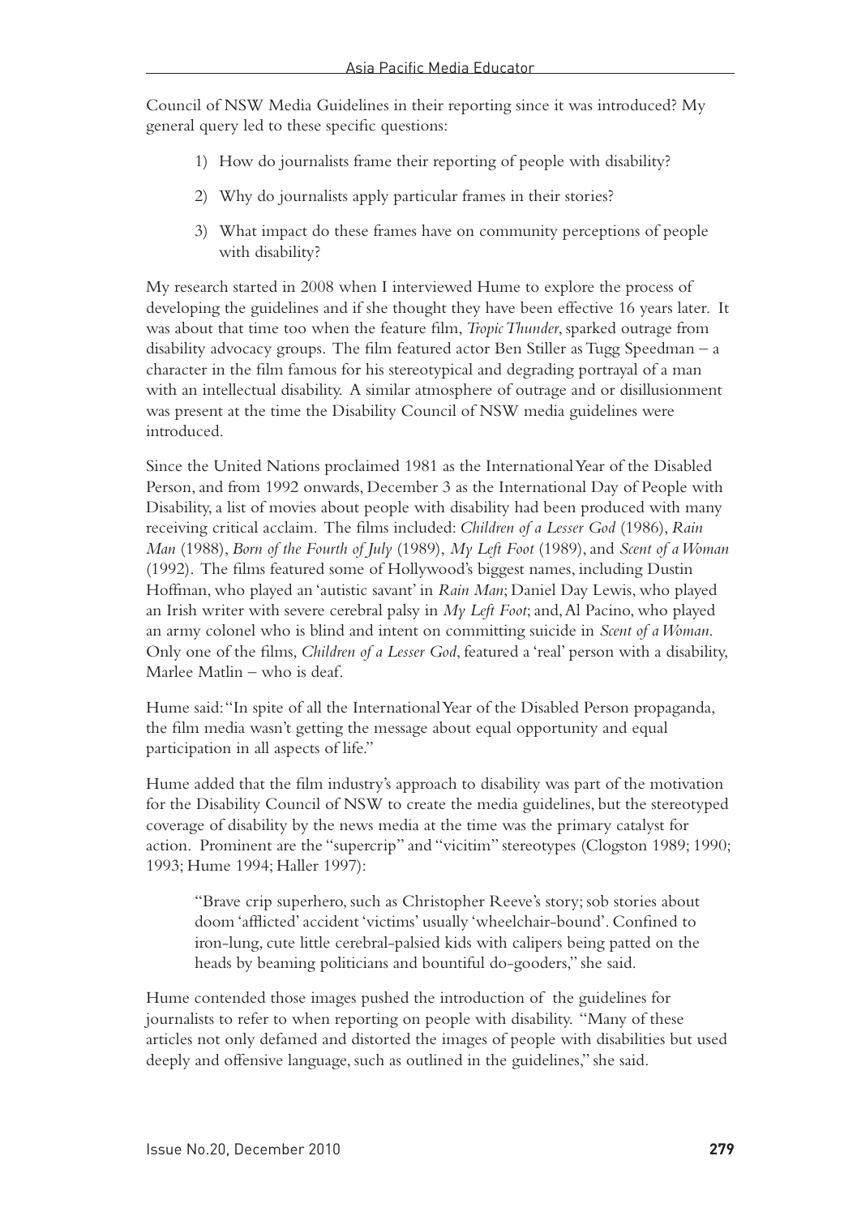Council of NSW Media Guidelines in their reporting since it was introduced? My general query led to these specific questions:

1) How do journalists frame their reporting of people with disability?

2) Why do journalists apply particular frames in their stories?

3) What impact do these frames have on community perceptions of people with disability?

My research started in 2008 when I interviewed Hume to explore the process of developing the guidelines and if she thought they have been effective 16 years later. It was about that time too when the feature film, *Tropic Thunder*, sparked outrage from disability advocacy groups. The film featured actor Ben Stiller as Tugg Speedman – a character in the film famous for his stereotypical and degrading portrayal of a man with an intellectual disability. A similar atmosphere of outrage and or disillusionment was present at the time the Disability Council of NSW media guidelines were introduced.

Since the United Nations proclaimed 1981 as the International Year of the Disabled Person, and from 1992 onwards, December 3 as the International Day of People with Disability, a list of movies about people with disability had been produced with many receiving critical acclaim. The films included: *Children of a Lesser God* (1986), *Rain Man* (1988), *Born of the Fourth of July* (1989), *My Left Foot* (1989), and *Scent of a Woman* (1992). The films featured some of Hollywood's biggest names, including Dustin Hoffman, who played an 'autistic savant' in *Rain Man*; Daniel Day Lewis, who played an Irish writer with severe cerebral palsy in *My Left Foot*; and, Al Pacino, who played an army colonel who is blind and intent on committing suicide in *Scent of a Woman*. Only one of the films, *Children of a Lesser God*, featured a 'real' person with a disability, Marlee Matlin – who is deaf.

Hume said: "In spite of all the International Year of the Disabled Person propaganda, the film media wasn't getting the message about equal opportunity and equal participation in all aspects of life."

Hume added that the film industry's approach to disability was part of the motivation for the Disability Council of NSW to create the media guidelines, but the stereotyped coverage of disability by the news media at the time was the primary catalyst for action. Prominent are the "supercrip" and "vicitim" stereotypes (Clogston 1989; 1990; 1993; Hume 1994; Haller 1997):

> "Brave crip superhero, such as Christopher Reeve's story; sob stories about doom 'afflicted' accident 'victims' usually 'wheelchair-bound'. Confined to iron-lung, cute little cerebral-palsied kids with calipers being patted on the heads by beaming politicians and bountiful do-gooders," she said.

Hume contended those images pushed the introduction of the guidelines for journalists to refer to when reporting on people with disability. "Many of these articles not only defamed and distorted the images of people with disabilities but used deeply and offensive language, such as outlined in the guidelines," she said.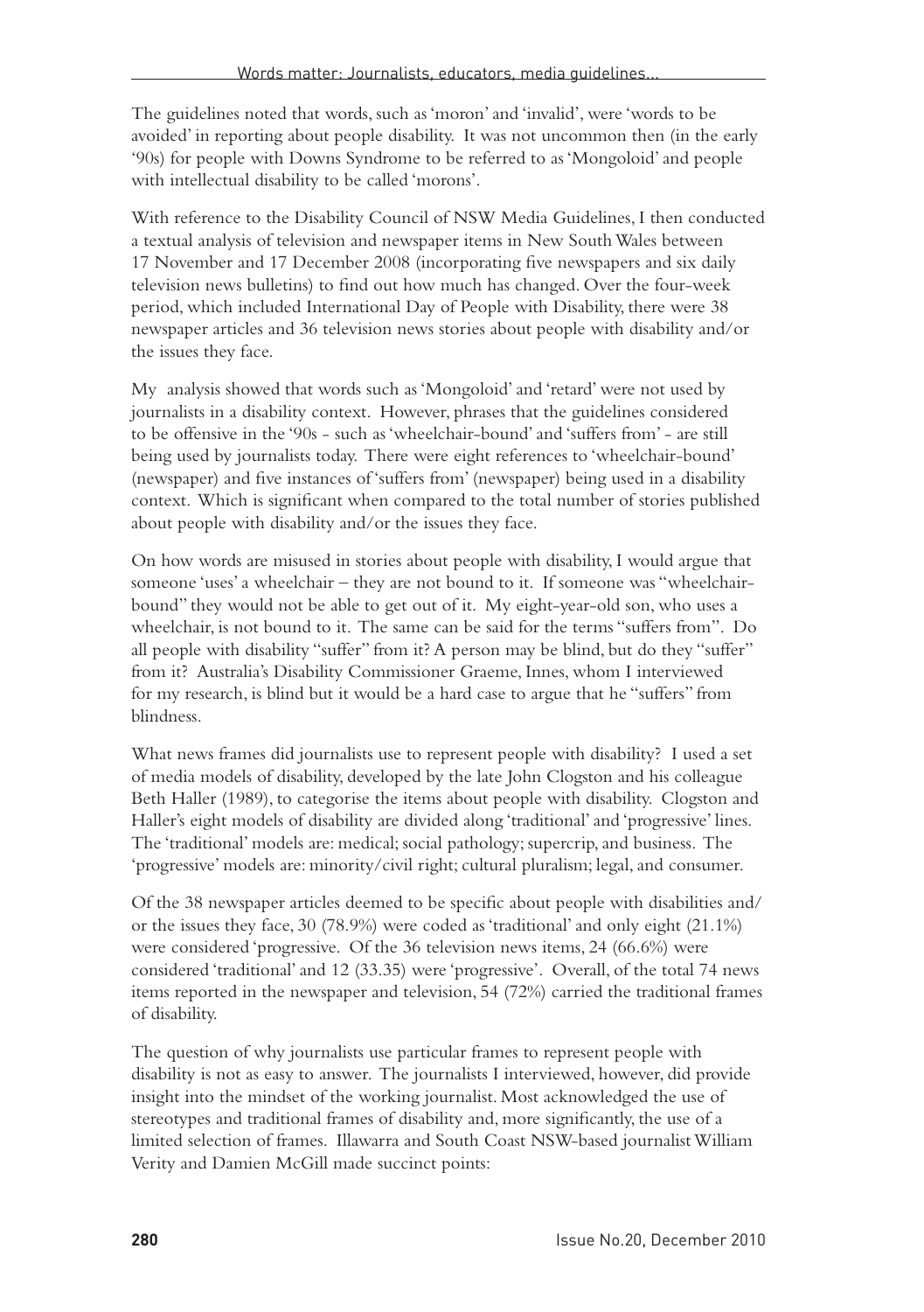The guidelines noted that words, such as 'moron' and 'invalid', were 'words to be avoided' in reporting about people disability. It was not uncommon then (in the early '90s) for people with Downs Syndrome to be referred to as 'Mongoloid' and people with intellectual disability to be called 'morons'.

With reference to the Disability Council of NSW Media Guidelines, I then conducted a textual analysis of television and newspaper items in New South Wales between 17 November and 17 December 2008 (incorporating five newspapers and six daily television news bulletins) to find out how much has changed. Over the four-week period, which included International Day of People with Disability, there were 38 newspaper articles and 36 television news stories about people with disability and/or the issues they face.

My analysis showed that words such as 'Mongoloid' and 'retard' were not used by journalists in a disability context. However, phrases that the guidelines considered to be offensive in the '90s - such as 'wheelchair-bound' and 'suffers from' - are still being used by journalists today. There were eight references to 'wheelchair-bound' (newspaper) and five instances of 'suffers from' (newspaper) being used in a disability context. Which is significant when compared to the total number of stories published about people with disability and/or the issues they face.

On how words are misused in stories about people with disability, I would argue that someone 'uses' a wheelchair – they are not bound to it. If someone was "wheelchair-bound" they would not be able to get out of it. My eight-year-old son, who uses a wheelchair, is not bound to it. The same can be said for the terms "suffers from". Do all people with disability "suffer" from it? A person may be blind, but do they "suffer" from it? Australia's Disability Commissioner Graeme, Innes, whom I interviewed for my research, is blind but it would be a hard case to argue that he "suffers" from blindness.

What news frames did journalists use to represent people with disability? I used a set of media models of disability, developed by the late John Clogston and his colleague Beth Haller (1989), to categorise the items about people with disability. Clogston and Haller's eight models of disability are divided along 'traditional' and 'progressive' lines. The 'traditional' models are: medical; social pathology; supercrip, and business. The 'progressive' models are: minority/civil right; cultural pluralism; legal, and consumer.

Of the 38 newspaper articles deemed to be specific about people with disabilities and/or the issues they face, 30 (78.9%) were coded as 'traditional' and only eight (21.1%) were considered 'progressive. Of the 36 television news items, 24 (66.6%) were considered 'traditional' and 12 (33.35) were 'progressive'. Overall, of the total 74 news items reported in the newspaper and television, 54 (72%) carried the traditional frames of disability.

The question of why journalists use particular frames to represent people with disability is not as easy to answer. The journalists I interviewed, however, did provide insight into the mindset of the working journalist. Most acknowledged the use of stereotypes and traditional frames of disability and, more significantly, the use of a limited selection of frames. Illawarra and South Coast NSW-based journalist William Verity and Damien McGill made succinct points: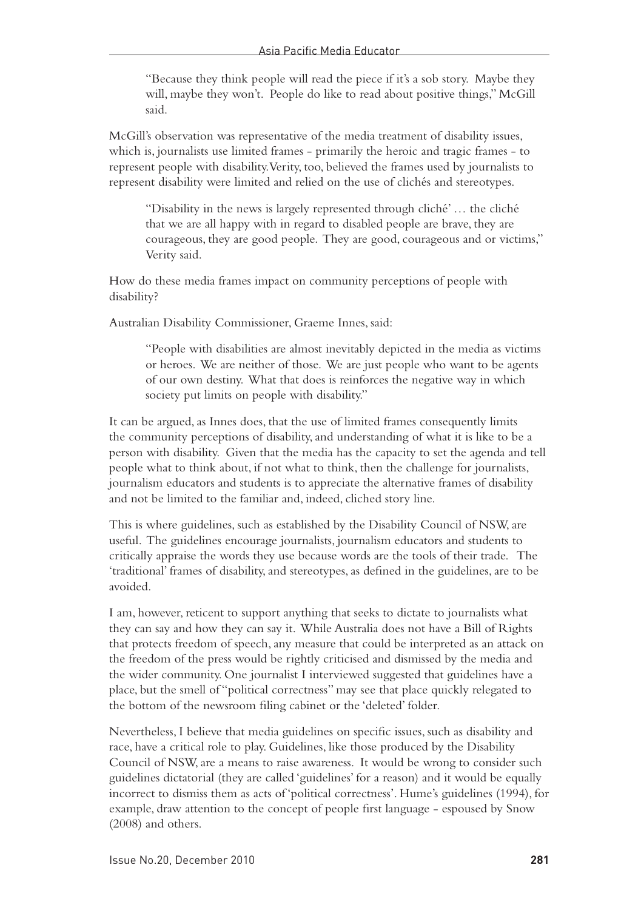> "Because they think people will read the piece if it's a sob story. Maybe they will, maybe they won't. People do like to read about positive things," McGill said.

McGill's observation was representative of the media treatment of disability issues, which is, journalists use limited frames - primarily the heroic and tragic frames - to represent people with disability. Verity, too, believed the frames used by journalists to represent disability were limited and relied on the use of clichés and stereotypes.

> "Disability in the news is largely represented through cliché' … the cliché that we are all happy with in regard to disabled people are brave, they are courageous, they are good people. They are good, courageous and or victims," Verity said.

How do these media frames impact on community perceptions of people with disability?

Australian Disability Commissioner, Graeme Innes, said:

> "People with disabilities are almost inevitably depicted in the media as victims or heroes. We are neither of those. We are just people who want to be agents of our own destiny. What that does is reinforces the negative way in which society put limits on people with disability."

It can be argued, as Innes does, that the use of limited frames consequently limits the community perceptions of disability, and understanding of what it is like to be a person with disability. Given that the media has the capacity to set the agenda and tell people what to think about, if not what to think, then the challenge for journalists, journalism educators and students is to appreciate the alternative frames of disability and not be limited to the familiar and, indeed, cliched story line.

This is where guidelines, such as established by the Disability Council of NSW, are useful. The guidelines encourage journalists, journalism educators and students to critically appraise the words they use because words are the tools of their trade. The 'traditional' frames of disability, and stereotypes, as defined in the guidelines, are to be avoided.

I am, however, reticent to support anything that seeks to dictate to journalists what they can say and how they can say it. While Australia does not have a Bill of Rights that protects freedom of speech, any measure that could be interpreted as an attack on the freedom of the press would be rightly criticised and dismissed by the media and the wider community. One journalist I interviewed suggested that guidelines have a place, but the smell of "political correctness" may see that place quickly relegated to the bottom of the newsroom filing cabinet or the 'deleted' folder.

Nevertheless, I believe that media guidelines on specific issues, such as disability and race, have a critical role to play. Guidelines, like those produced by the Disability Council of NSW, are a means to raise awareness. It would be wrong to consider such guidelines dictatorial (they are called 'guidelines' for a reason) and it would be equally incorrect to dismiss them as acts of 'political correctness'. Hume's guidelines (1994), for example, draw attention to the concept of people first language - espoused by Snow (2008) and others.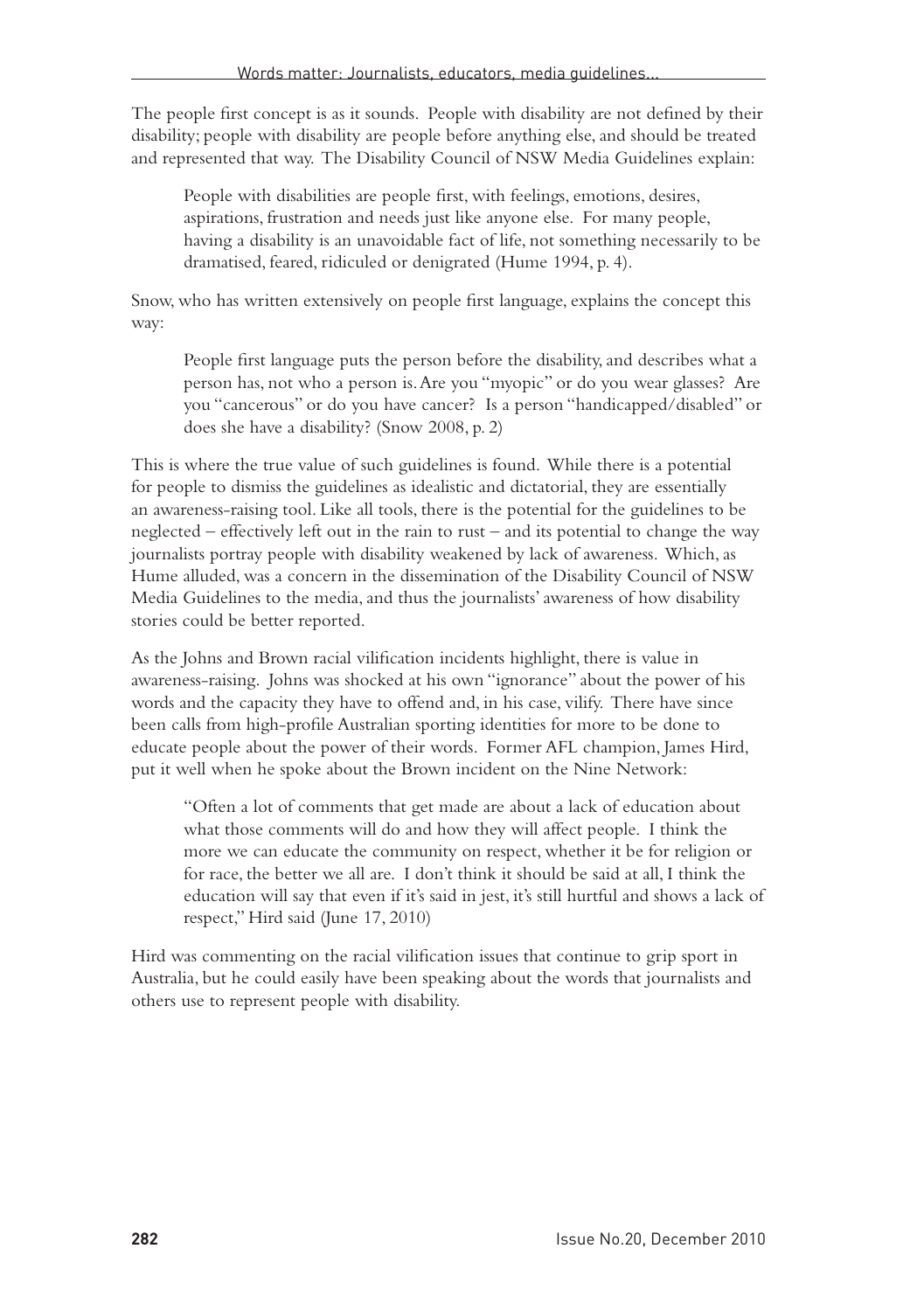The people first concept is as it sounds. People with disability are not defined by their disability; people with disability are people before anything else, and should be treated and represented that way. The Disability Council of NSW Media Guidelines explain:

> People with disabilities are people first, with feelings, emotions, desires, aspirations, frustration and needs just like anyone else. For many people, having a disability is an unavoidable fact of life, not something necessarily to be dramatised, feared, ridiculed or denigrated (Hume 1994, p. 4).

Snow, who has written extensively on people first language, explains the concept this way:

> People first language puts the person before the disability, and describes what a person has, not who a person is. Are you "myopic" or do you wear glasses? Are you "cancerous" or do you have cancer? Is a person "handicapped/disabled" or does she have a disability? (Snow 2008, p. 2)

This is where the true value of such guidelines is found. While there is a potential for people to dismiss the guidelines as idealistic and dictatorial, they are essentially an awareness-raising tool. Like all tools, there is the potential for the guidelines to be neglected – effectively left out in the rain to rust – and its potential to change the way journalists portray people with disability weakened by lack of awareness. Which, as Hume alluded, was a concern in the dissemination of the Disability Council of NSW Media Guidelines to the media, and thus the journalists' awareness of how disability stories could be better reported.

As the Johns and Brown racial vilification incidents highlight, there is value in awareness-raising. Johns was shocked at his own "ignorance" about the power of his words and the capacity they have to offend and, in his case, vilify. There have since been calls from high-profile Australian sporting identities for more to be done to educate people about the power of their words. Former AFL champion, James Hird, put it well when he spoke about the Brown incident on the Nine Network:

> "Often a lot of comments that get made are about a lack of education about what those comments will do and how they will affect people. I think the more we can educate the community on respect, whether it be for religion or for race, the better we all are. I don't think it should be said at all, I think the education will say that even if it's said in jest, it's still hurtful and shows a lack of respect," Hird said (June 17, 2010)

Hird was commenting on the racial vilification issues that continue to grip sport in Australia, but he could easily have been speaking about the words that journalists and others use to represent people with disability.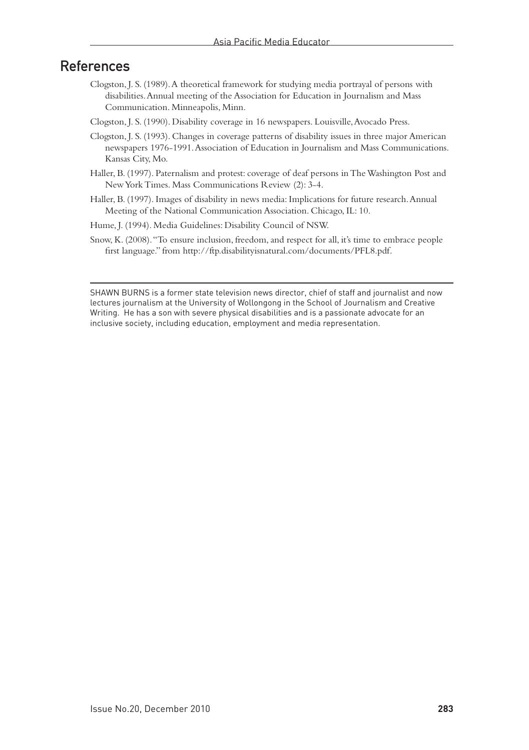## References

Clogston, J. S. (1989). A theoretical framework for studying media portrayal of persons with disabilities. Annual meeting of the Association for Education in Journalism and Mass Communication. Minneapolis, Minn.

Clogston, J. S. (1990). Disability coverage in 16 newspapers. Louisville, Avocado Press.

Clogston, J. S. (1993). Changes in coverage patterns of disability issues in three major American newspapers 1976-1991. Association of Education in Journalism and Mass Communications. Kansas City, Mo.

Haller, B. (1997). Paternalism and protest: coverage of deaf persons in The Washington Post and New York Times. Mass Communications Review (2): 3-4.

Haller, B. (1997). Images of disability in news media: Implications for future research. Annual Meeting of the National Communication Association. Chicago, IL: 10.

Hume, J. (1994). Media Guidelines: Disability Council of NSW.

Snow, K. (2008). "To ensure inclusion, freedom, and respect for all, it's time to embrace people first language." from http://ftp.disabilityisnatural.com/documents/PFL8.pdf.

---

SHAWN BURNS is a former state television news director, chief of staff and journalist and now lectures journalism at the University of Wollongong in the School of Journalism and Creative Writing. He has a son with severe physical disabilities and is a passionate advocate for an inclusive society, including education, employment and media representation.